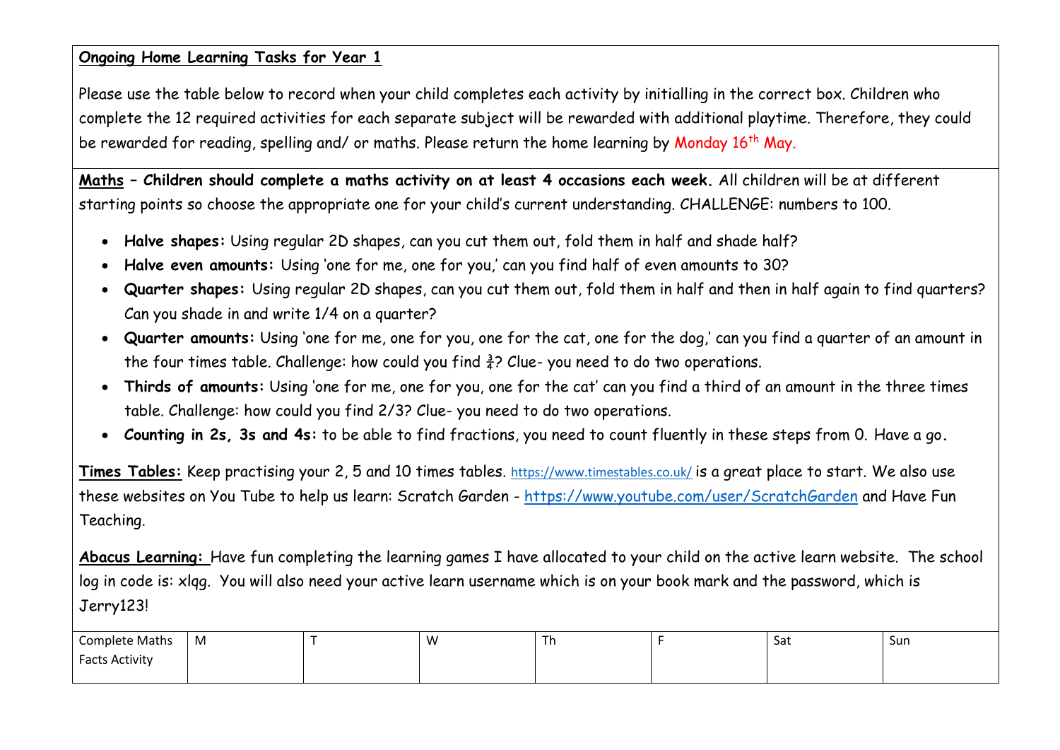**<u>Ongoing Home Learning Tasks for Year 1</u>**

Please use the table below to record when your child completes each activity by initialling in the correct box. Children who complete the 12 required activities for each separate subject will be rewarded with additional playtime. Therefore, they could be rewarded for reading, spelling and/ or maths. Please return the home learning by Monday 16th May.

**<u>Maths</u> – Children should complete a maths activity on at least 4 occasions each week.** All children will be at different starting points so choose the appropriate one for your child's current understanding. CHALLENGE: numbers to 100.

- **Halve shapes:** Using regular 2D shapes, can you cut them out, fold them in half and shade half?
- **Halve even amounts:** Using 'one for me, one for you,' can you find half of even amounts to 30?
- **Quarter shapes:** Using regular 2D shapes, can you cut them out, fold them in half and then in half again to find quarters? Can you shade in and write 1/4 on a quarter?
- **Quarter amounts:** Using 'one for me, one for you, one for the cat, one for the dog,' can you find a quarter of an amount in the four times table. Challenge: how could you find $\frac{3}{4}$? Clue- you need to do two operations.
- **Thirds of amounts:** Using 'one for me, one for you, one for the cat' can you find a third of an amount in the three times table. Challenge: how could you find 2/3? Clue- you need to do two operations.
- ***Counting in 2s, 3s and 4s:*** to be able to find fractions, you need to count fluently in these steps from 0. Have a go.

**<u>Times Tables:</u>** Keep practising your 2, 5 and 10 times tables. https://www.timestables.co.uk/ is a great place to start. We also use these websites on You Tube to help us learn: Scratch Garden - https://www.youtube.com/user/ScratchGarden and Have Fun Teaching.

**<u>Abacus Learning:</u>** Have fun completing the learning games I have allocated to your child on the active learn website. The school log in code is: xlqg. You will also need your active learn username which is on your book mark and the password, which is Jerry123!

| Complete Maths Facts Activity | M | T | W | Th | F | Sat | Sun |
|---|---|---|---|---|---|---|---|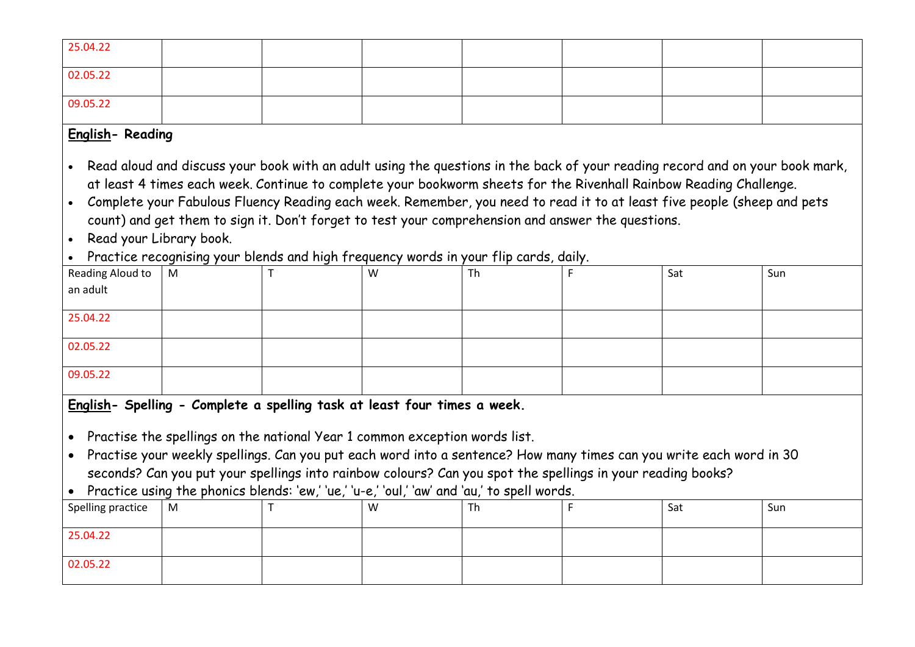| | | | | | | | |
|---|---|---|---|---|---|---|---|
| 25.04.22 | | | | | | | |
| 02.05.22 | | | | | | | |
| 09.05.22 | | | | | | | |

**English- Reading**

- Read aloud and discuss your book with an adult using the questions in the back of your reading record and on your book mark, at least 4 times each week. Continue to complete your bookworm sheets for the Rivenhall Rainbow Reading Challenge.
- Complete your Fabulous Fluency Reading each week. Remember, you need to read it to at least five people (sheep and pets count) and get them to sign it. Don't forget to test your comprehension and answer the questions.
- Read your Library book.
- Practice recognising your blends and high frequency words in your flip cards, daily.

| Reading Aloud to an adult | M | T | W | Th | F | Sat | Sun |
|---|---|---|---|---|---|---|---|
| 25.04.22 | | | | | | | |
| 02.05.22 | | | | | | | |
| 09.05.22 | | | | | | | |

**English- Spelling - Complete a spelling task at least four times a week.**

- Practise the spellings on the national Year 1 common exception words list.
- Practise your weekly spellings. Can you put each word into a sentence? How many times can you write each word in 30 seconds? Can you put your spellings into rainbow colours? Can you spot the spellings in your reading books?
- Practice using the phonics blends: 'ew,' 'ue,' 'u-e,' 'oul,' 'aw' and 'au,' to spell words.

| Spelling practice | M | T | W | Th | F | Sat | Sun |
|---|---|---|---|---|---|---|---|
| 25.04.22 | | | | | | | |
| 02.05.22 | | | | | | | |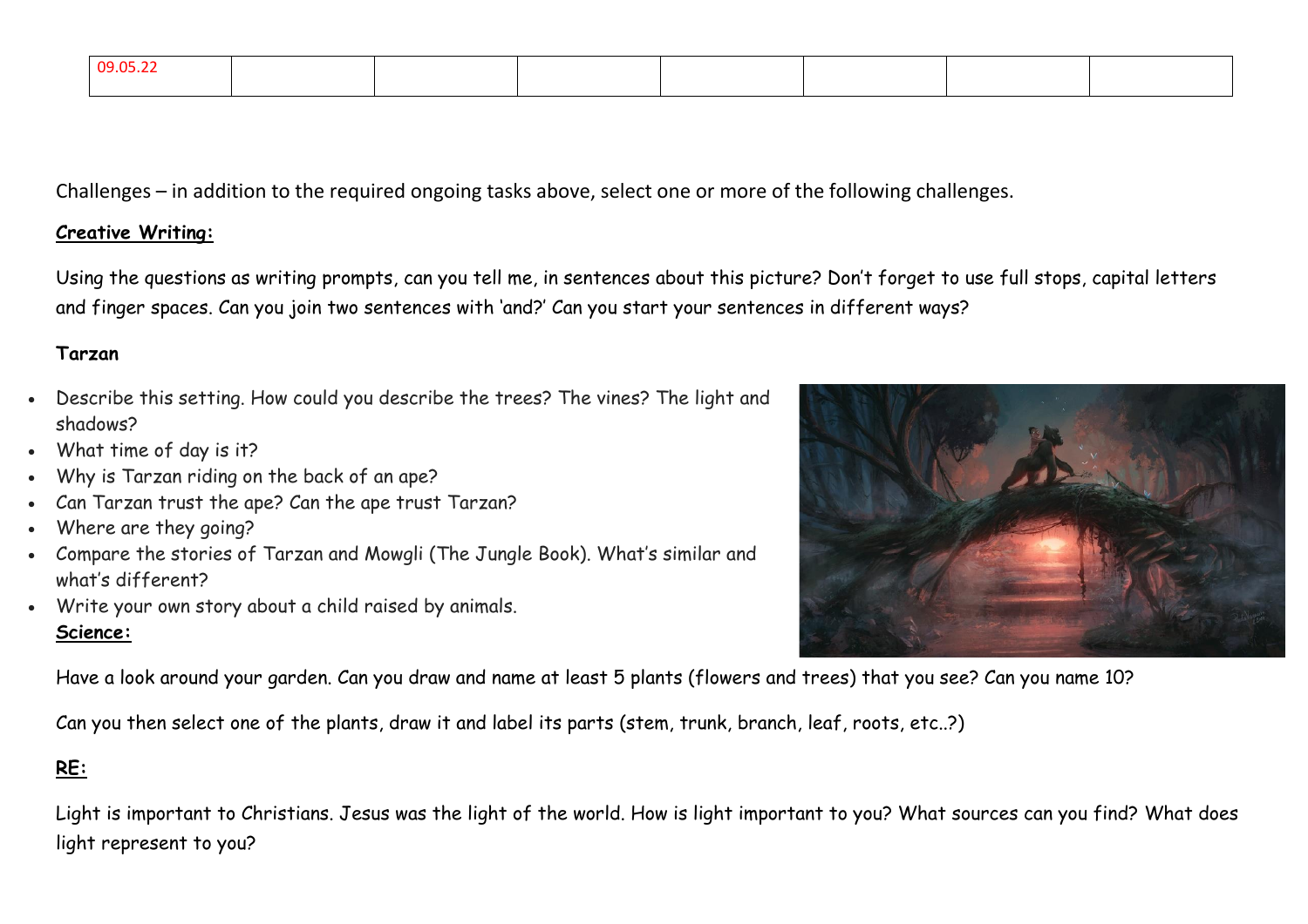| | | | | | | | |
|---|---|---|---|---|---|---|---|
| 09.05.22 | | | | | | | |

Challenges – in addition to the required ongoing tasks above, select one or more of the following challenges.

***Creative Writing:***

Using the questions as writing prompts, can you tell me, in sentences about this picture? Don't forget to use full stops, capital letters and finger spaces. Can you join two sentences with 'and?' Can you start your sentences in different ways?

**Tarzan**

- Describe this setting. How could you describe the trees? The vines? The light and shadows?
- What time of day is it?
- Why is Tarzan riding on the back of an ape?
- Can Tarzan trust the ape? Can the ape trust Tarzan?
- Where are they going?
- Compare the stories of Tarzan and Mowgli (The Jungle Book). What's similar and what's different?
- Write your own story about a child raised by animals.

***Science:***

Have a look around your garden. Can you draw and name at least 5 plants (flowers and trees) that you see? Can you name 10?

Can you then select one of the plants, draw it and label its parts (stem, trunk, branch, leaf, roots, etc..?)

***RE:***

Light is important to Christians. Jesus was the light of the world. How is light important to you? What sources can you find? What does light represent to you?